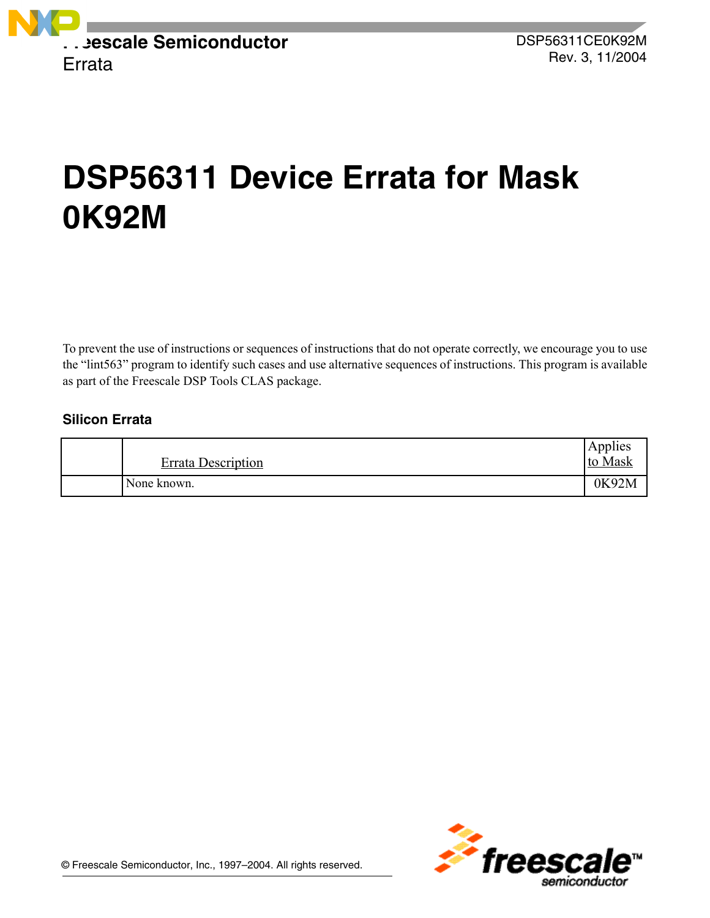Freescale Semiconductor
Errata

DSP56311CE0K92M
Rev. 3, 11/2004

# DSP56311 Device Errata for Mask 0K92M

To prevent the use of instructions or sequences of instructions that do not operate correctly, we encourage you to use the “lint563” program to identify such cases and use alternative sequences of instructions. This program is available as part of the Freescale DSP Tools CLAS package.

## Silicon Errata

| | Errata Description | Applies to Mask |
|---|---|---|
| | None known. | 0K92M |

© Freescale Semiconductor, Inc., 1997–2004. All rights reserved.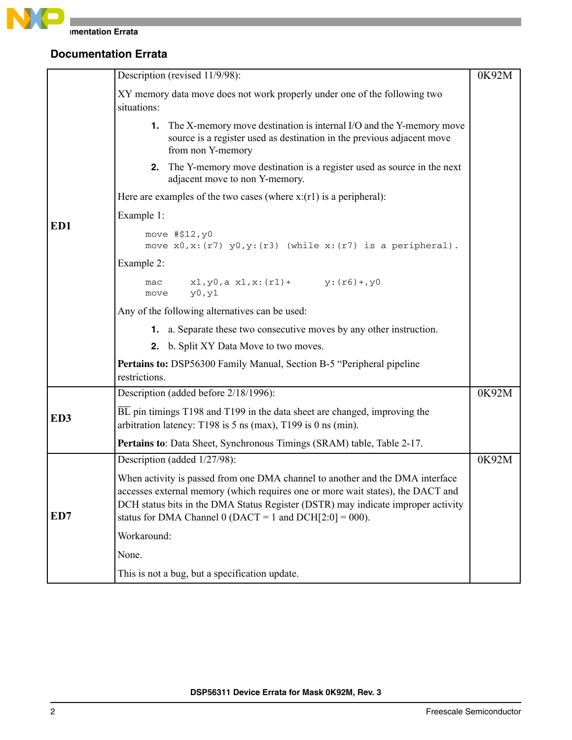## Documentation Errata

| | | |
|---|---|---|
| **ED1** | Description (revised 11/9/98):<br><br>XY memory data move does not work properly under one of the following two situations:<br><br>1. The X-memory move destination is internal I/O and the Y-memory move source is a register used as destination in the previous adjacent move from non Y-memory<br>2. The Y-memory move destination is a register used as source in the next adjacent move to non Y-memory.<br><br>Here are examples of the two cases (where x:(r1) is a peripheral):<br><br>Example 1:<br><br>`move #$12,y0`<br>`move x0,x:(r7) y0,y:(r3) (while x:(r7) is a peripheral).`<br><br>Example 2:<br><br>`mac x1,y0,a x1,x:(r1)+ y:(r6)+,y0`<br>`move y0,y1`<br><br>Any of the following alternatives can be used:<br><br>1. a. Separate these two consecutive moves by any other instruction.<br>2. b. Split XY Data Move to two moves.<br><br>**Pertains to:** DSP56300 Family Manual, Section B-5 "Peripheral pipeline restrictions. | 0K92M |
| **ED3** | Description (added before 2/18/1996):<br><br>$\overline{\text{BL}}$ pin timings T198 and T199 in the data sheet are changed, improving the arbitration latency: T198 is 5 ns (max), T199 is 0 ns (min).<br><br>**Pertains to**: Data Sheet, Synchronous Timings (SRAM) table, Table 2-17. | 0K92M |
| **ED7** | Description (added 1/27/98):<br><br>When activity is passed from one DMA channel to another and the DMA interface accesses external memory (which requires one or more wait states), the DACT and DCH status bits in the DMA Status Register (DSTR) may indicate improper activity status for DMA Channel 0 (DACT = 1 and DCH[2:0] = 000).<br><br>Workaround:<br><br>None.<br><br>This is not a bug, but a specification update. | 0K92M |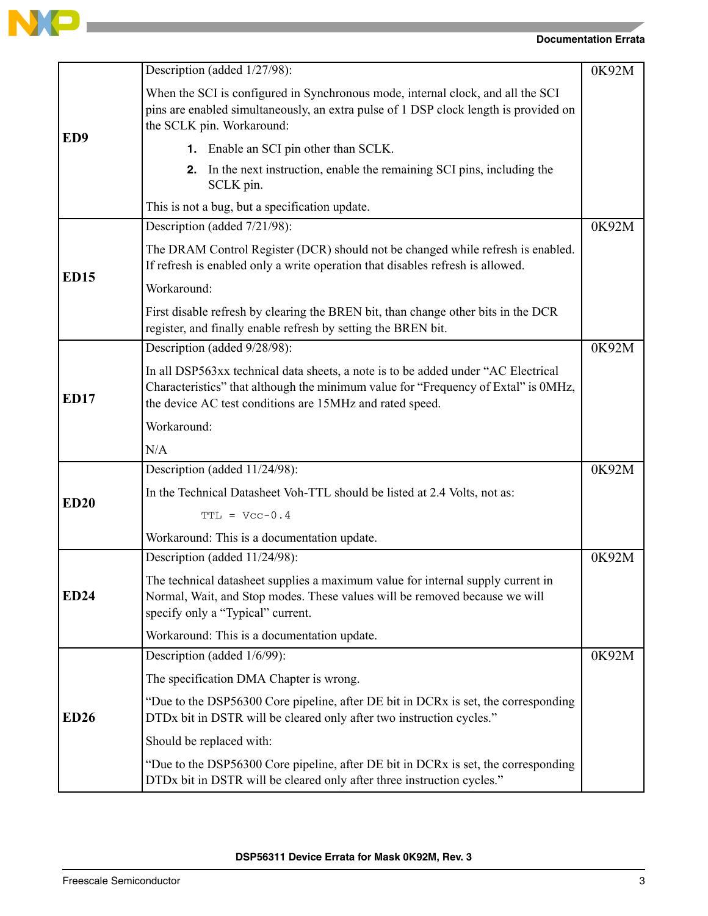| | | |
|---|---|---|
| **ED9** | Description (added 1/27/98):<br><br>When the SCI is configured in Synchronous mode, internal clock, and all the SCI pins are enabled simultaneously, an extra pulse of 1 DSP clock length is provided on the SCLK pin. Workaround:<br><br>1. Enable an SCI pin other than SCLK.<br>2. In the next instruction, enable the remaining SCI pins, including the SCLK pin.<br><br>This is not a bug, but a specification update. | 0K92M |
| **ED15** | Description (added 7/21/98):<br><br>The DRAM Control Register (DCR) should not be changed while refresh is enabled. If refresh is enabled only a write operation that disables refresh is allowed.<br><br>Workaround:<br><br>First disable refresh by clearing the BREN bit, than change other bits in the DCR register, and finally enable refresh by setting the BREN bit. | 0K92M |
| **ED17** | Description (added 9/28/98):<br><br>In all DSP563xx technical data sheets, a note is to be added under “AC Electrical Characteristics” that although the minimum value for “Frequency of Extal” is 0MHz, the device AC test conditions are 15MHz and rated speed.<br><br>Workaround:<br><br>N/A | 0K92M |
| **ED20** | Description (added 11/24/98):<br><br>In the Technical Datasheet Voh-TTL should be listed at 2.4 Volts, not as:<br><br>`TTL = Vcc-0.4`<br><br>Workaround: This is a documentation update. | 0K92M |
| **ED24** | Description (added 11/24/98):<br><br>The technical datasheet supplies a maximum value for internal supply current in Normal, Wait, and Stop modes. These values will be removed because we will specify only a “Typical” current.<br><br>Workaround: This is a documentation update. | 0K92M |
| **ED26** | Description (added 1/6/99):<br><br>The specification DMA Chapter is wrong.<br><br>“Due to the DSP56300 Core pipeline, after DE bit in DCRx is set, the corresponding DTDx bit in DSTR will be cleared only after two instruction cycles.”<br><br>Should be replaced with:<br><br>“Due to the DSP56300 Core pipeline, after DE bit in DCRx is set, the corresponding DTDx bit in DSTR will be cleared only after three instruction cycles.” | 0K92M |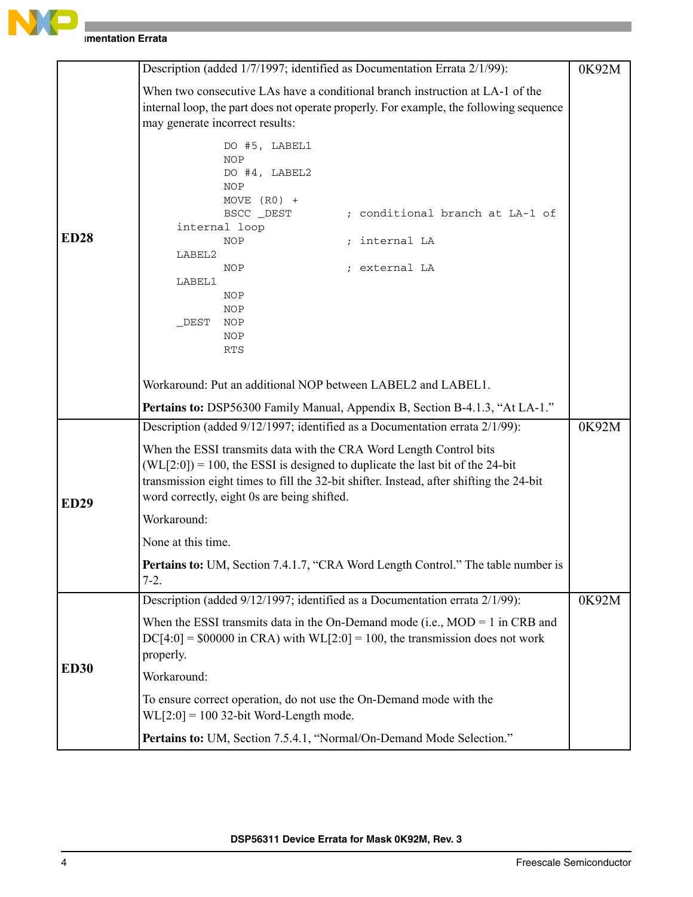| | | |
|---|---|---|
| **ED28** | Description (added 1/7/1997; identified as Documentation Errata 2/1/99):<br><br>When two consecutive LAs have a conditional branch instruction at LA-1 of the internal loop, the part does not operate properly. For example, the following sequence may generate incorrect results:<br><br>`        DO #5, LABEL1`<br>`        NOP`<br>`        DO #4, LABEL2`<br>`        NOP`<br>`        MOVE (R0) +`<br>`        BSCC _DEST        ; conditional branch at LA-1 of`<br>`internal loop`<br>`        NOP               ; internal LA`<br>`LABEL2`<br>`        NOP               ; external LA`<br>`LABEL1`<br>`        NOP`<br>`        NOP`<br>`_DEST   NOP`<br>`        NOP`<br>`        RTS`<br><br>Workaround: Put an additional NOP between LABEL2 and LABEL1.<br><br>**Pertains to:** DSP56300 Family Manual, Appendix B, Section B-4.1.3, "At LA-1." | 0K92M |
| **ED29** | Description (added 9/12/1997; identified as a Documentation errata 2/1/99):<br><br>When the ESSI transmits data with the CRA Word Length Control bits (WL[2:0]) = 100, the ESSI is designed to duplicate the last bit of the 24-bit transmission eight times to fill the 32-bit shifter. Instead, after shifting the 24-bit word correctly, eight 0s are being shifted.<br><br>Workaround:<br><br>None at this time.<br><br>**Pertains to:** UM, Section 7.4.1.7, "CRA Word Length Control." The table number is 7-2. | 0K92M |
| **ED30** | Description (added 9/12/1997; identified as a Documentation errata 2/1/99):<br><br>When the ESSI transmits data in the On-Demand mode (i.e., MOD = 1 in CRB and DC[4:0] = $00000 in CRA) with WL[2:0] = 100, the transmission does not work properly.<br><br>Workaround:<br><br>To ensure correct operation, do not use the On-Demand mode with the WL[2:0] = 100 32-bit Word-Length mode.<br><br>**Pertains to:** UM, Section 7.5.4.1, "Normal/On-Demand Mode Selection." | 0K92M |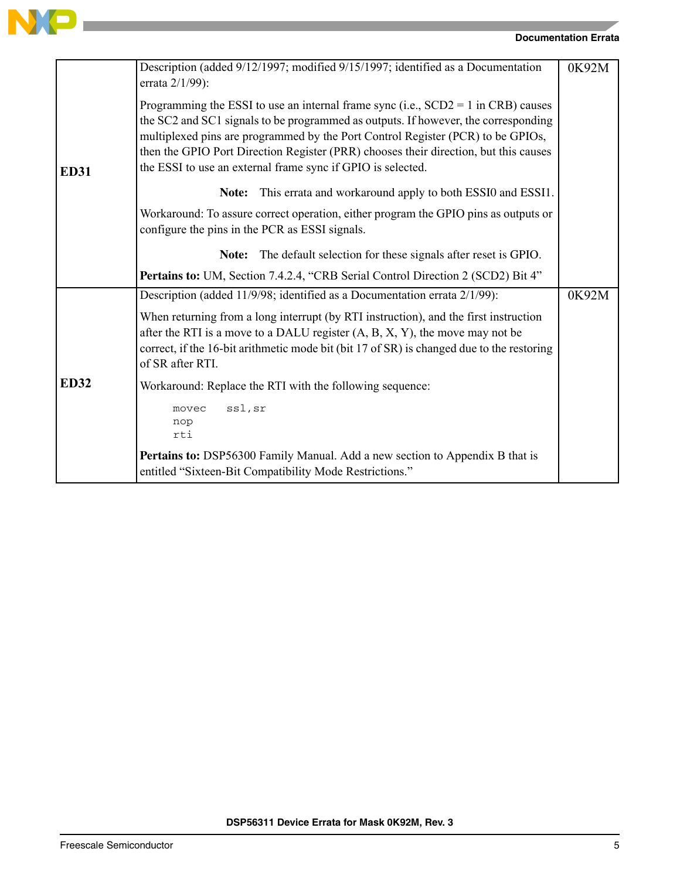| | | |
|---|---|---|
| **ED31** | Description (added 9/12/1997; modified 9/15/1997; identified as a Documentation errata 2/1/99):<br><br>Programming the ESSI to use an internal frame sync (i.e., SCD2 = 1 in CRB) causes the SC2 and SC1 signals to be programmed as outputs. If however, the corresponding multiplexed pins are programmed by the Port Control Register (PCR) to be GPIOs, then the GPIO Port Direction Register (PRR) chooses their direction, but this causes the ESSI to use an external frame sync if GPIO is selected.<br><br>**Note:** This errata and workaround apply to both ESSI0 and ESSI1.<br><br>Workaround: To assure correct operation, either program the GPIO pins as outputs or configure the pins in the PCR as ESSI signals.<br><br>**Note:** The default selection for these signals after reset is GPIO.<br><br>**Pertains to:** UM, Section 7.4.2.4, “CRB Serial Control Direction 2 (SCD2) Bit 4” | 0K92M |
| **ED32** | Description (added 11/9/98; identified as a Documentation errata 2/1/99):<br><br>When returning from a long interrupt (by RTI instruction), and the first instruction after the RTI is a move to a DALU register (A, B, X, Y), the move may not be correct, if the 16-bit arithmetic mode bit (bit 17 of SR) is changed due to the restoring of SR after RTI.<br><br>Workaround: Replace the RTI with the following sequence:<br><br>`movec ssl,sr`<br>`nop`<br>`rti`<br><br>**Pertains to:** DSP56300 Family Manual. Add a new section to Appendix B that is entitled “Sixteen-Bit Compatibility Mode Restrictions.” | 0K92M |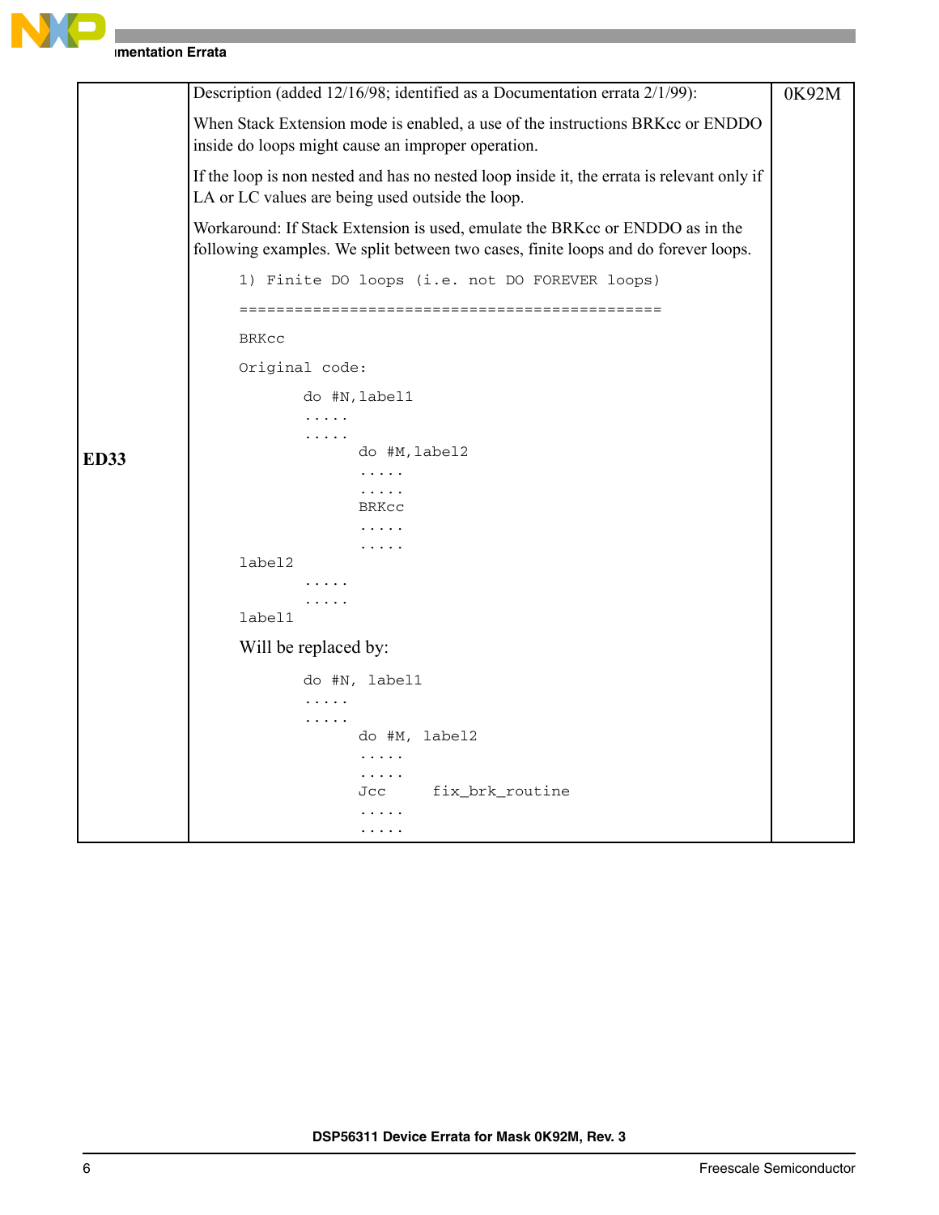| | | |
|---|---|---|
| **ED33** | Description (added 12/16/98; identified as a Documentation errata 2/1/99):<br><br>When Stack Extension mode is enabled, a use of the instructions BRKcc or ENDDO inside do loops might cause an improper operation.<br><br>If the loop is non nested and has no nested loop inside it, the errata is relevant only if LA or LC values are being used outside the loop.<br><br>Workaround: If Stack Extension is used, emulate the BRKcc or ENDDO as in the following examples. We split between two cases, finite loops and do forever loops.<br><br>`1) Finite DO loops (i.e. not DO FOREVER loops)`<br>`==============================================`<br>`BRKcc`<br>`Original code:`<br>`do #N,label1`<br>`.....`<br>`.....`<br>`do #M,label2`<br>`.....`<br>`.....`<br>`BRKcc`<br>`.....`<br>`.....`<br>`label2`<br>`.....`<br>`.....`<br>`label1`<br><br>Will be replaced by:<br><br>`do #N, label1`<br>`.....`<br>`.....`<br>`do #M, label2`<br>`.....`<br>`.....`<br>`Jcc     fix_brk_routine`<br>`.....`<br>`.....` | 0K92M |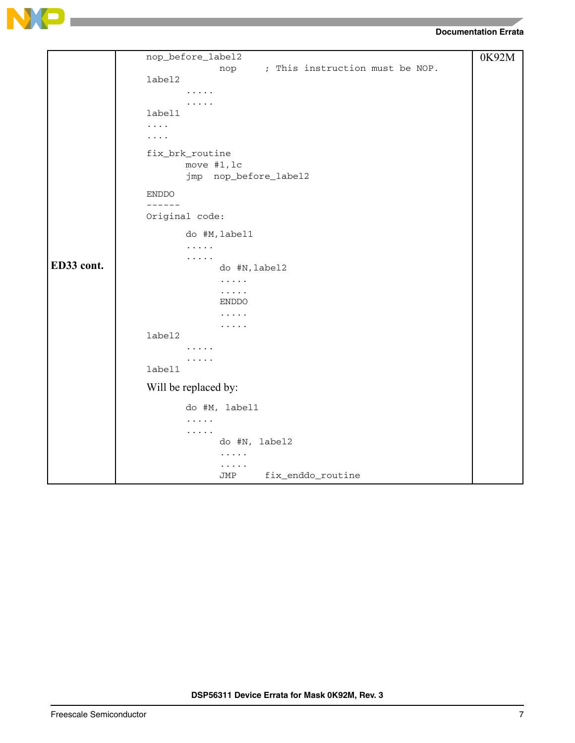| | | |
|---|---|---|
| ED33 cont. | (see code below) | 0K92M |

```
nop_before_label2
                  nop     ; This instruction must be NOP.
label2
          .....
          .....
label1
....
....

fix_brk_routine
          move #1,lc
          jmp  nop_before_label2

ENDDO
------
Original code:

          do #M,label1
          .....
          .....
                  do #N,label2
                  .....
                  .....
                  ENDDO
                  .....
                  .....
label2
          .....
          .....
label1
```

Will be replaced by:

```
          do #M, label1
          .....
          .....
                  do #N, label2
                  .....
                  .....
                  JMP     fix_enddo_routine
```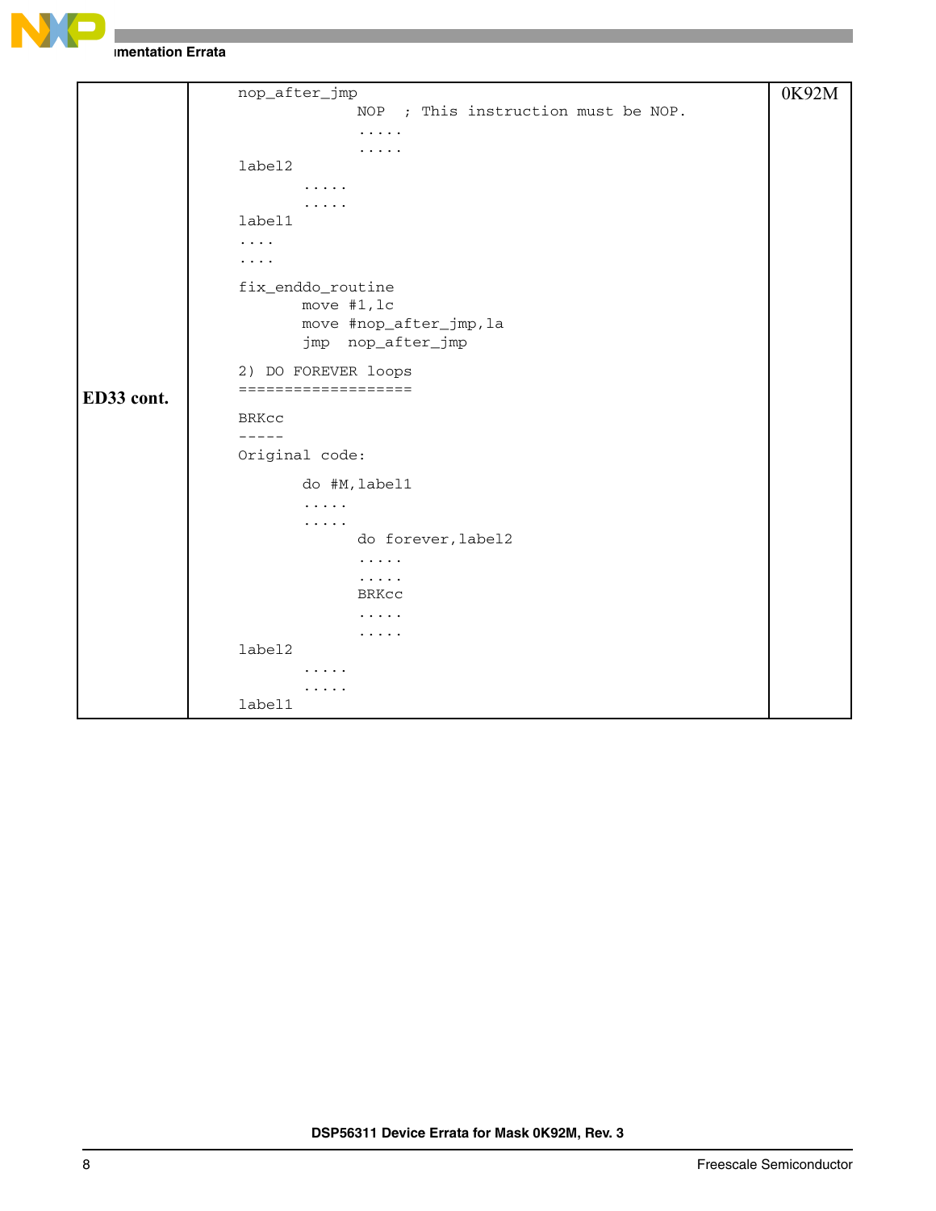| | | |
|---|---|---|
| **ED33 cont.** | <pre>nop_after_jmp<br>            NOP  ; This instruction must be NOP.<br>            .....<br>            .....<br>label2<br>       .....<br>       .....<br>label1<br>....<br>....<br><br>fix_enddo_routine<br>       move #1,lc<br>       move #nop_after_jmp,la<br>       jmp  nop_after_jmp<br><br>2) DO FOREVER loops<br>===================<br><br>BRKcc<br>-----<br>Original code:<br><br>       do #M,label1<br>       .....<br>       .....<br>             do forever,label2<br>             .....<br>             .....<br>             BRKcc<br>             .....<br>             .....<br>label2<br>       .....<br>       .....<br>label1</pre> | 0K92M |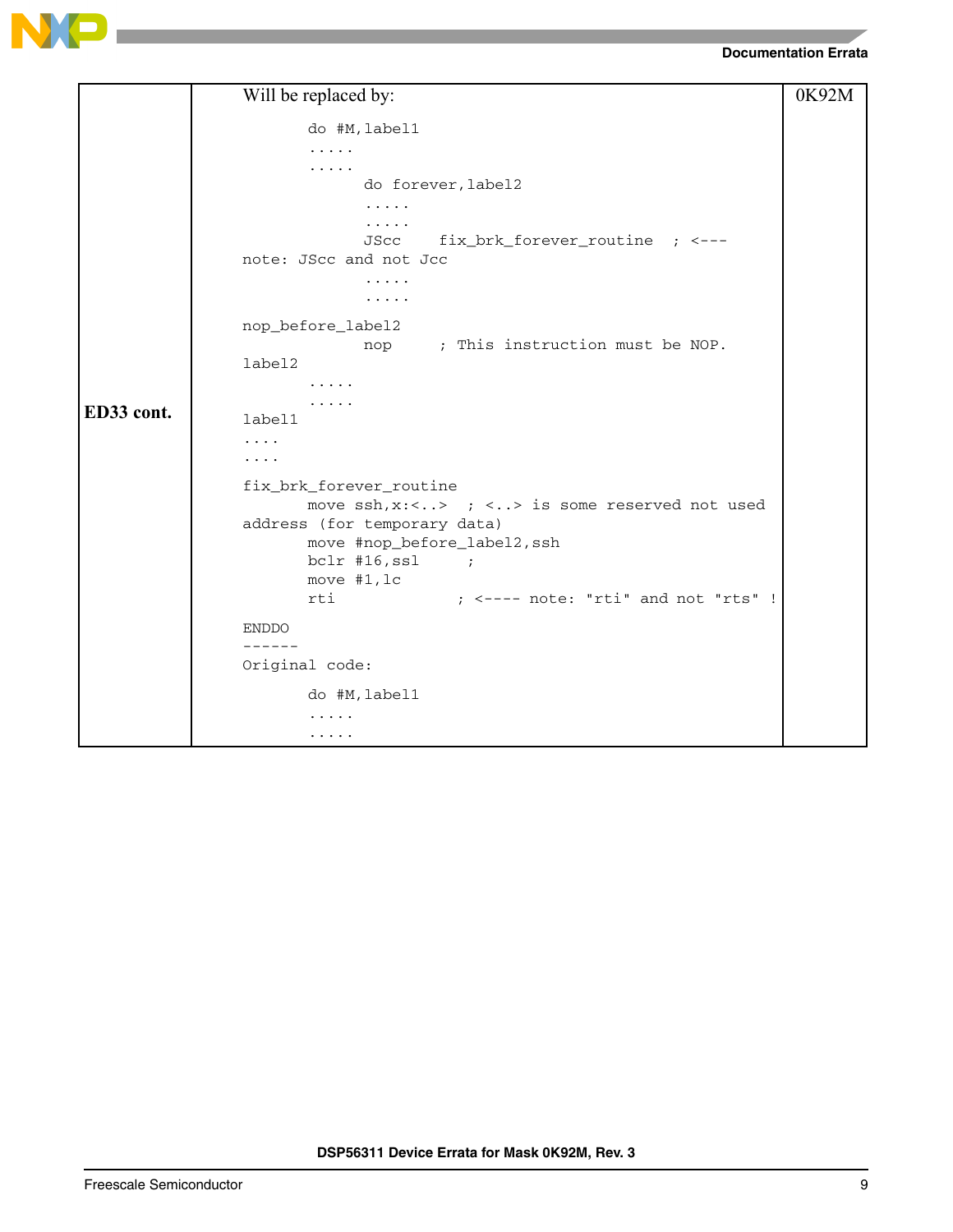| | | |
|---|---|---|
| **ED33 cont.** | Will be replaced by:<br>```<br>        do #M,label1<br>        .....<br>        .....<br>                do forever,label2<br>                .....<br>                .....<br>                JScc    fix_brk_forever_routine  ; <---<br>note: JScc and not Jcc<br>                .....<br>                .....<br><br>nop_before_label2<br>                nop     ; This instruction must be NOP.<br>label2<br>        .....<br>        .....<br>label1<br>....<br>....<br><br>fix_brk_forever_routine<br>        move ssh,x:<..>  ; <..> is some reserved not used<br>address (for temporary data)<br>        move #nop_before_label2,ssh<br>        bclr #16,ssl     ;<br>        move #1,lc<br>        rti             ; <---- note: "rti" and not "rts" !<br><br>ENDDO<br>------<br>Original code:<br><br>        do #M,label1<br>        .....<br>        .....<br>``` | 0K92M |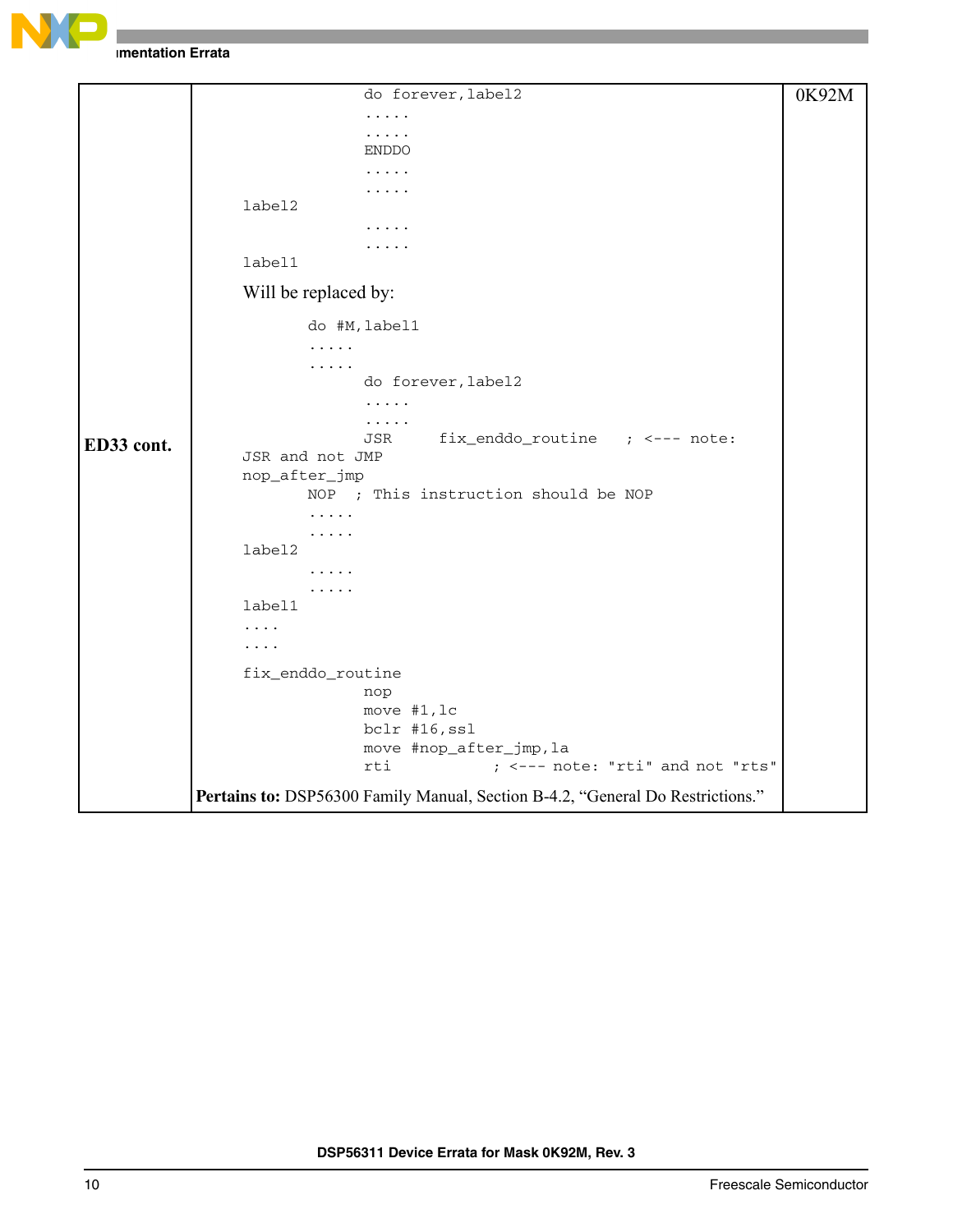| | | |
|---|---|---|
| **ED33 cont.** | <pre>                do forever,label2<br>                .....<br>                .....<br>                ENDDO<br>                .....<br>                .....<br>label2<br>                .....<br>                .....<br>label1</pre>Will be replaced by:<pre>       do #M,label1<br>       .....<br>       .....<br>             do forever,label2<br>             .....<br>             .....<br>             JSR     fix_enddo_routine   ; <--- note:<br>JSR and not JMP<br>nop_after_jmp<br>       NOP  ; This instruction should be NOP<br>       .....<br>       .....<br>label2<br>       .....<br>       .....<br>label1<br>....<br>....<br>fix_enddo_routine<br>             nop<br>             move #1,lc<br>             bclr #16,ssl<br>             move #nop_after_jmp,la<br>             rti           ; <--- note: "rti" and not "rts"</pre>**Pertains to:** DSP56300 Family Manual, Section B-4.2, "General Do Restrictions." | 0K92M |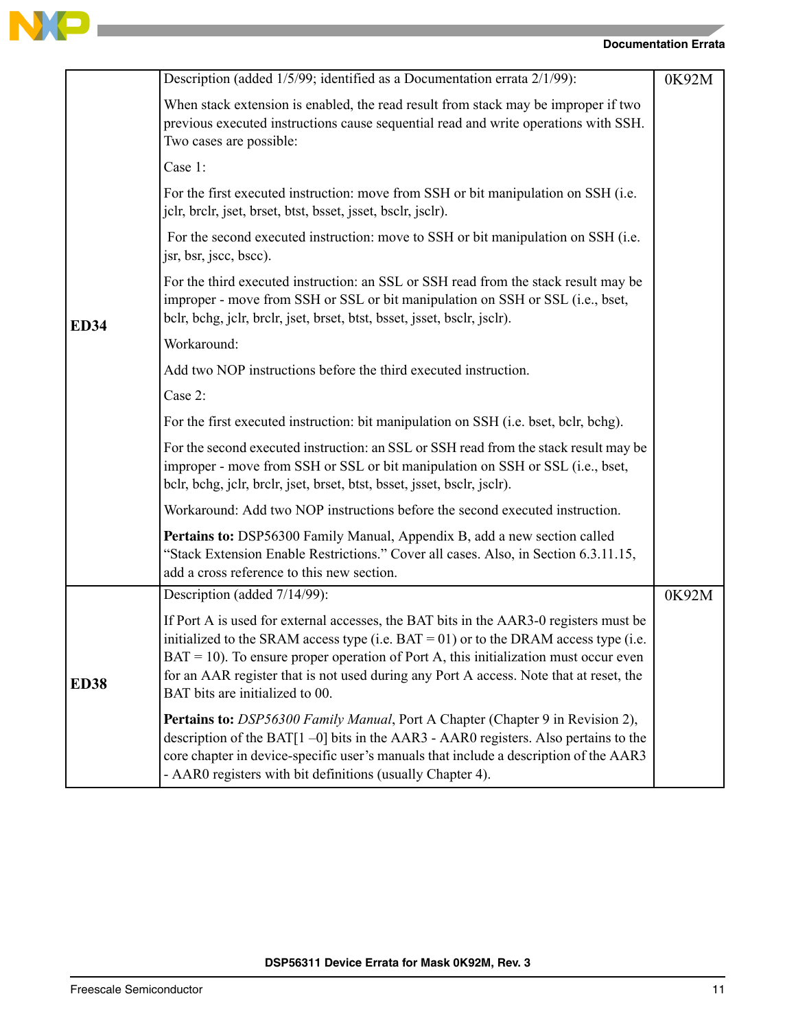| | | |
|---|---|---|
| **ED34** | Description (added 1/5/99; identified as a Documentation errata 2/1/99):<br><br>When stack extension is enabled, the read result from stack may be improper if two previous executed instructions cause sequential read and write operations with SSH. Two cases are possible:<br><br>Case 1:<br><br>For the first executed instruction: move from SSH or bit manipulation on SSH (i.e. jclr, brclr, jset, brset, btst, bsset, jsset, bsclr, jsclr).<br><br>For the second executed instruction: move to SSH or bit manipulation on SSH (i.e. jsr, bsr, jscc, bscc).<br><br>For the third executed instruction: an SSL or SSH read from the stack result may be improper - move from SSH or SSL or bit manipulation on SSH or SSL (i.e., bset, bclr, bchg, jclr, brclr, jset, brset, btst, bsset, jsset, bsclr, jsclr).<br><br>Workaround:<br><br>Add two NOP instructions before the third executed instruction.<br><br>Case 2:<br><br>For the first executed instruction: bit manipulation on SSH (i.e. bset, bclr, bchg).<br><br>For the second executed instruction: an SSL or SSH read from the stack result may be improper - move from SSH or SSL or bit manipulation on SSH or SSL (i.e., bset, bclr, bchg, jclr, brclr, jset, brset, btst, bsset, jsset, bsclr, jsclr).<br><br>Workaround: Add two NOP instructions before the second executed instruction.<br><br>**Pertains to:** DSP56300 Family Manual, Appendix B, add a new section called “Stack Extension Enable Restrictions.” Cover all cases. Also, in Section 6.3.11.15, add a cross reference to this new section. | 0K92M |
| **ED38** | Description (added 7/14/99):<br><br>If Port A is used for external accesses, the BAT bits in the AAR3-0 registers must be initialized to the SRAM access type (i.e. BAT = 01) or to the DRAM access type (i.e. BAT = 10). To ensure proper operation of Port A, this initialization must occur even for an AAR register that is not used during any Port A access. Note that at reset, the BAT bits are initialized to 00.<br><br>**Pertains to:** *DSP56300 Family Manual*, Port A Chapter (Chapter 9 in Revision 2), description of the BAT[1 –0] bits in the AAR3 - AAR0 registers. Also pertains to the core chapter in device-specific user’s manuals that include a description of the AAR3 - AAR0 registers with bit definitions (usually Chapter 4). | 0K92M |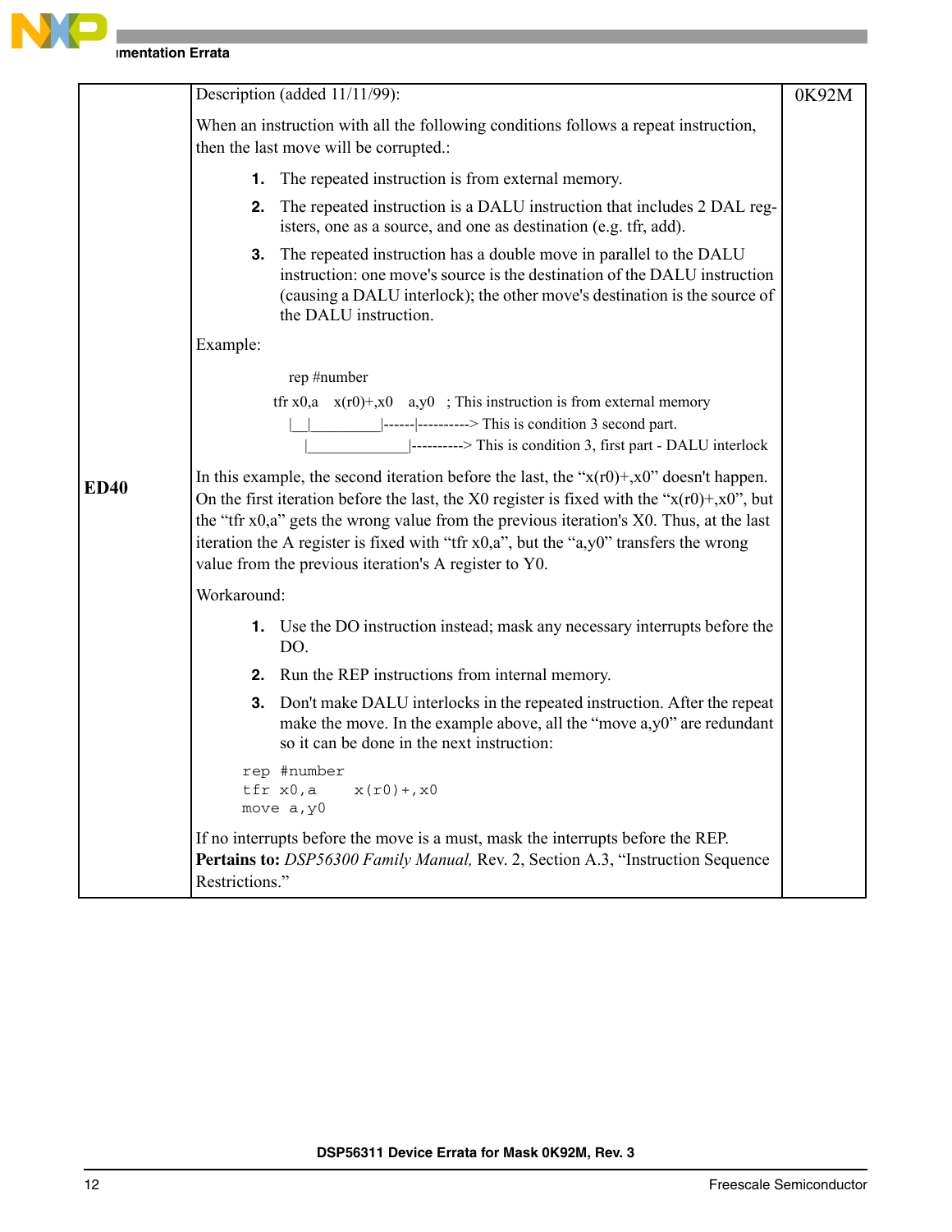| | | |
|---|---|---|
| **ED40** | Description (added 11/11/99):<br><br>When an instruction with all the following conditions follows a repeat instruction, then the last move will be corrupted.:<br><br>1. The repeated instruction is from external memory.<br>2. The repeated instruction is a DALU instruction that includes 2 DAL registers, one as a source, and one as destination (e.g. tfr, add).<br>3. The repeated instruction has a double move in parallel to the DALU instruction: one move's source is the destination of the DALU instruction (causing a DALU interlock); the other move's destination is the source of the DALU instruction.<br><br>Example:<br><br>`rep #number`<br>`tfr x0,a    x(r0)+,x0    a,y0   ; This instruction is from external memory`<br>`  \|__\|_________\|------\|---------> This is condition 3 second part.`<br>`     \|_____________\|---------> This is condition 3, first part - DALU interlock`<br><br>In this example, the second iteration before the last, the “x(r0)+,x0” doesn't happen. On the first iteration before the last, the X0 register is fixed with the “x(r0)+,x0”, but the “tfr x0,a” gets the wrong value from the previous iteration's X0. Thus, at the last iteration the A register is fixed with “tfr x0,a”, but the “a,y0” transfers the wrong value from the previous iteration's A register to Y0.<br><br>Workaround:<br><br>1. Use the DO instruction instead; mask any necessary interrupts before the DO.<br>2. Run the REP instructions from internal memory.<br>3. Don't make DALU interlocks in the repeated instruction. After the repeat make the move. In the example above, all the “move a,y0” are redundant so it can be done in the next instruction:<br><br>`rep #number`<br>`tfr x0,a     x(r0)+,x0`<br>`move a,y0`<br><br>If no interrupts before the move is a must, mask the interrupts before the REP.<br>**Pertains to:** *DSP56300 Family Manual,* Rev. 2, Section A.3, “Instruction Sequence Restrictions.” | 0K92M |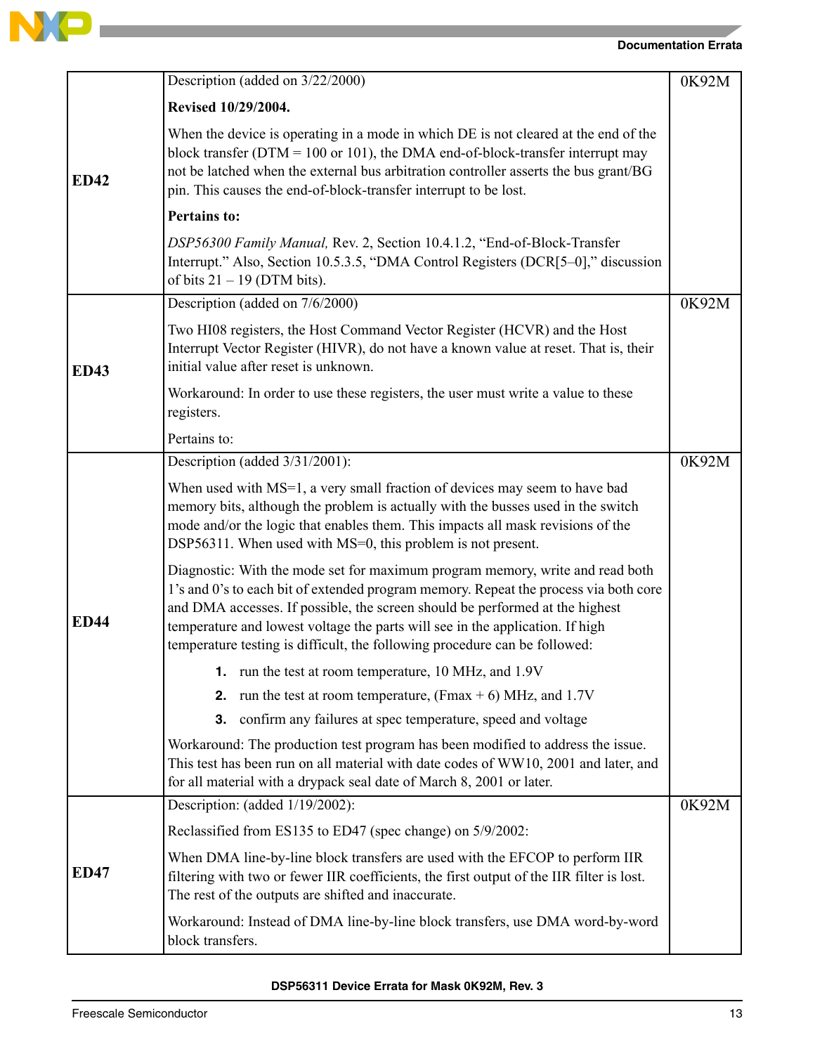| | | |
|---|---|---|
| **ED42** | Description (added on 3/22/2000)<br><br>**Revised 10/29/2004.**<br><br>When the device is operating in a mode in which DE is not cleared at the end of the block transfer (DTM = 100 or 101), the DMA end-of-block-transfer interrupt may not be latched when the external bus arbitration controller asserts the bus grant/BG pin. This causes the end-of-block-transfer interrupt to be lost.<br><br>**Pertains to:**<br><br>*DSP56300 Family Manual,* Rev. 2, Section 10.4.1.2, “End-of-Block-Transfer Interrupt.” Also, Section 10.5.3.5, “DMA Control Registers (DCR[5–0],” discussion of bits 21 – 19 (DTM bits). | 0K92M |
| **ED43** | Description (added on 7/6/2000)<br><br>Two HI08 registers, the Host Command Vector Register (HCVR) and the Host Interrupt Vector Register (HIVR), do not have a known value at reset. That is, their initial value after reset is unknown.<br><br>Workaround: In order to use these registers, the user must write a value to these registers.<br><br>Pertains to: | 0K92M |
| **ED44** | Description (added 3/31/2001):<br><br>When used with MS=1, a very small fraction of devices may seem to have bad memory bits, although the problem is actually with the busses used in the switch mode and/or the logic that enables them. This impacts all mask revisions of the DSP56311. When used with MS=0, this problem is not present.<br><br>Diagnostic: With the mode set for maximum program memory, write and read both 1’s and 0’s to each bit of extended program memory. Repeat the process via both core and DMA accesses. If possible, the screen should be performed at the highest temperature and lowest voltage the parts will see in the application. If high temperature testing is difficult, the following procedure can be followed:<br><br>**1.** run the test at room temperature, 10 MHz, and 1.9V<br>**2.** run the test at room temperature, (Fmax + 6) MHz, and 1.7V<br>**3.** confirm any failures at spec temperature, speed and voltage<br><br>Workaround: The production test program has been modified to address the issue. This test has been run on all material with date codes of WW10, 2001 and later, and for all material with a drypack seal date of March 8, 2001 or later. | 0K92M |
| **ED47** | Description: (added 1/19/2002):<br><br>Reclassified from ES135 to ED47 (spec change) on 5/9/2002:<br><br>When DMA line-by-line block transfers are used with the EFCOP to perform IIR filtering with two or fewer IIR coefficients, the first output of the IIR filter is lost. The rest of the outputs are shifted and inaccurate.<br><br>Workaround: Instead of DMA line-by-line block transfers, use DMA word-by-word block transfers. | 0K92M |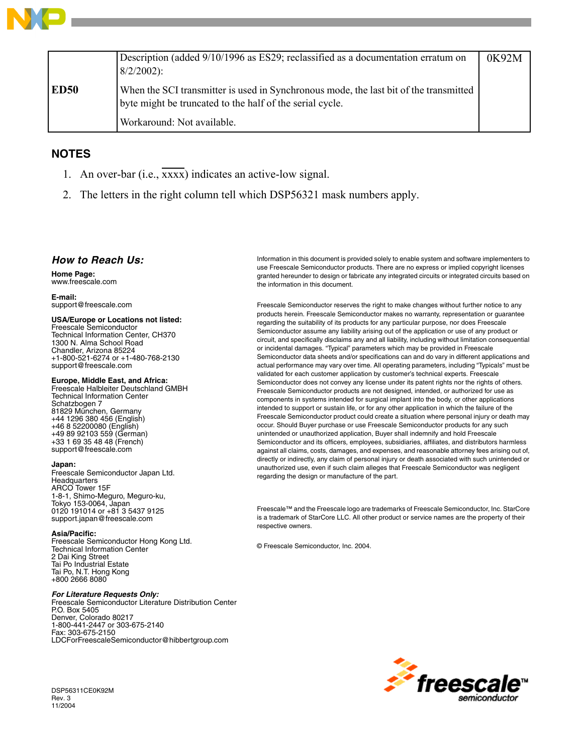| | | |
|---|---|---|
| **ED50** | Description (added 9/10/1996 as ES29; reclassified as a documentation erratum on 8/2/2002):<br><br>When the SCI transmitter is used in Synchronous mode, the last bit of the transmitted byte might be truncated to the half of the serial cycle.<br><br>Workaround: Not available. | 0K92M |

## NOTES

1. An over-bar (i.e., $\overline{\text{xxxx}}$) indicates an active-low signal.
2. The letters in the right column tell which DSP56321 mask numbers apply.

### *How to Reach Us:*

**Home Page:**
www.freescale.com

**E-mail:**
support@freescale.com

**USA/Europe or Locations not listed:**
Freescale Semiconductor
Technical Information Center, CH370
1300 N. Alma School Road
Chandler, Arizona 85224
+1-800-521-6274 or +1-480-768-2130
support@freescale.com

**Europe, Middle East, and Africa:**
Freescale Halbleiter Deutschland GMBH
Technical Information Center
Schatzbogen 7
81829 München, Germany
+44 1296 380 456 (English)
+46 8 52200080 (English)
+49 89 92103 559 (German)
+33 1 69 35 48 48 (French)
support@freescale.com

**Japan:**
Freescale Semiconductor Japan Ltd.
Headquarters
ARCO Tower 15F
1-8-1, Shimo-Meguro, Meguro-ku,
Tokyo 153-0064, Japan
0120 191014 or +81 3 5437 9125
support.japan@freescale.com

**Asia/Pacific:**
Freescale Semiconductor Hong Kong Ltd.
Technical Information Center
2 Dai King Street
Tai Po Industrial Estate
Tai Po, N.T. Hong Kong
+800 2666 8080

***For Literature Requests Only:***
Freescale Semiconductor Literature Distribution Center
P.O. Box 5405
Denver, Colorado 80217
1-800-441-2447 or 303-675-2140
Fax: 303-675-2150
LDCForFreescaleSemiconductor@hibbertgroup.com

Information in this document is provided solely to enable system and software implementers to use Freescale Semiconductor products. There are no express or implied copyright licenses granted hereunder to design or fabricate any integrated circuits or integrated circuits based on the information in this document.

Freescale Semiconductor reserves the right to make changes without further notice to any products herein. Freescale Semiconductor makes no warranty, representation or guarantee regarding the suitability of its products for any particular purpose, nor does Freescale Semiconductor assume any liability arising out of the application or use of any product or circuit, and specifically disclaims any and all liability, including without limitation consequential or incidental damages. "Typical" parameters which may be provided in Freescale Semiconductor data sheets and/or specifications can and do vary in different applications and actual performance may vary over time. All operating parameters, including "Typicals" must be validated for each customer application by customer's technical experts. Freescale Semiconductor does not convey any license under its patent rights nor the rights of others. Freescale Semiconductor products are not designed, intended, or authorized for use as components in systems intended for surgical implant into the body, or other applications intended to support or sustain life, or for any other application in which the failure of the Freescale Semiconductor product could create a situation where personal injury or death may occur. Should Buyer purchase or use Freescale Semiconductor products for any such unintended or unauthorized application, Buyer shall indemnify and hold Freescale Semiconductor and its officers, employees, subsidiaries, affiliates, and distributors harmless against all claims, costs, damages, and expenses, and reasonable attorney fees arising out of, directly or indirectly, any claim of personal injury or death associated with such unintended or unauthorized use, even if such claim alleges that Freescale Semiconductor was negligent regarding the design or manufacture of the part.

Freescale™ and the Freescale logo are trademarks of Freescale Semiconductor, Inc. StarCore is a trademark of StarCore LLC. All other product or service names are the property of their respective owners.

© Freescale Semiconductor, Inc. 2004.

DSP56311CE0K92M
Rev. 3
11/2004